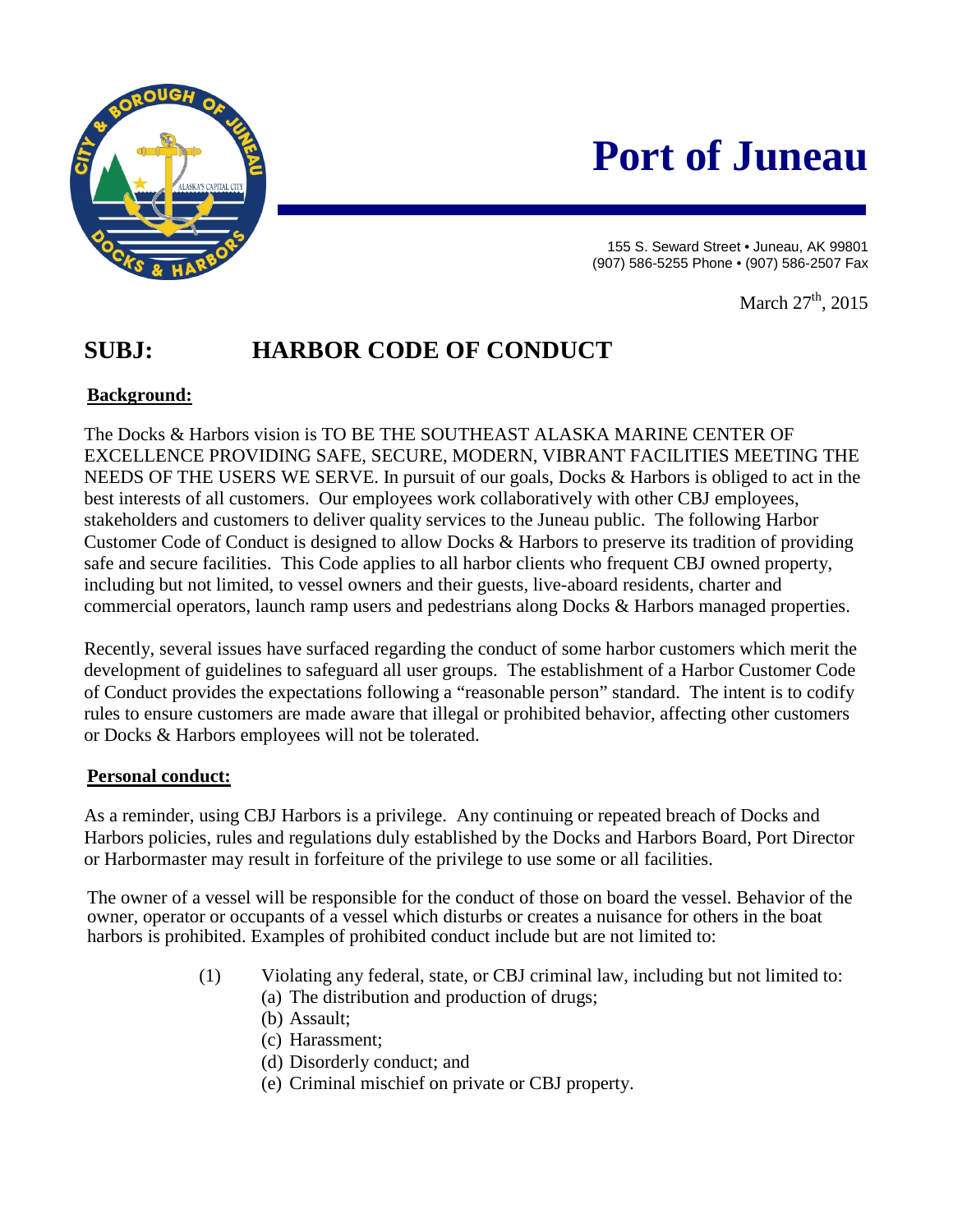# Port of Juneau

155 S. Seward Street • Juneau, AK 99801
(907) 586-5255 Phone • (907) 586-2507 Fax

March 27th, 2015

## SUBJ: HARBOR CODE OF CONDUCT

**Background:**

The Docks & Harbors vision is TO BE THE SOUTHEAST ALASKA MARINE CENTER OF EXCELLENCE PROVIDING SAFE, SECURE, MODERN, VIBRANT FACILITIES MEETING THE NEEDS OF THE USERS WE SERVE. In pursuit of our goals, Docks & Harbors is obliged to act in the best interests of all customers. Our employees work collaboratively with other CBJ employees, stakeholders and customers to deliver quality services to the Juneau public. The following Harbor Customer Code of Conduct is designed to allow Docks & Harbors to preserve its tradition of providing safe and secure facilities. This Code applies to all harbor clients who frequent CBJ owned property, including but not limited, to vessel owners and their guests, live-aboard residents, charter and commercial operators, launch ramp users and pedestrians along Docks & Harbors managed properties.

Recently, several issues have surfaced regarding the conduct of some harbor customers which merit the development of guidelines to safeguard all user groups. The establishment of a Harbor Customer Code of Conduct provides the expectations following a "reasonable person" standard. The intent is to codify rules to ensure customers are made aware that illegal or prohibited behavior, affecting other customers or Docks & Harbors employees will not be tolerated.

**Personal conduct:**

As a reminder, using CBJ Harbors is a privilege. Any continuing or repeated breach of Docks and Harbors policies, rules and regulations duly established by the Docks and Harbors Board, Port Director or Harbormaster may result in forfeiture of the privilege to use some or all facilities.

The owner of a vessel will be responsible for the conduct of those on board the vessel. Behavior of the owner, operator or occupants of a vessel which disturbs or creates a nuisance for others in the boat harbors is prohibited. Examples of prohibited conduct include but are not limited to:

(1) Violating any federal, state, or CBJ criminal law, including but not limited to:
  (a) The distribution and production of drugs;
  (b) Assault;
  (c) Harassment;
  (d) Disorderly conduct; and
  (e) Criminal mischief on private or CBJ property.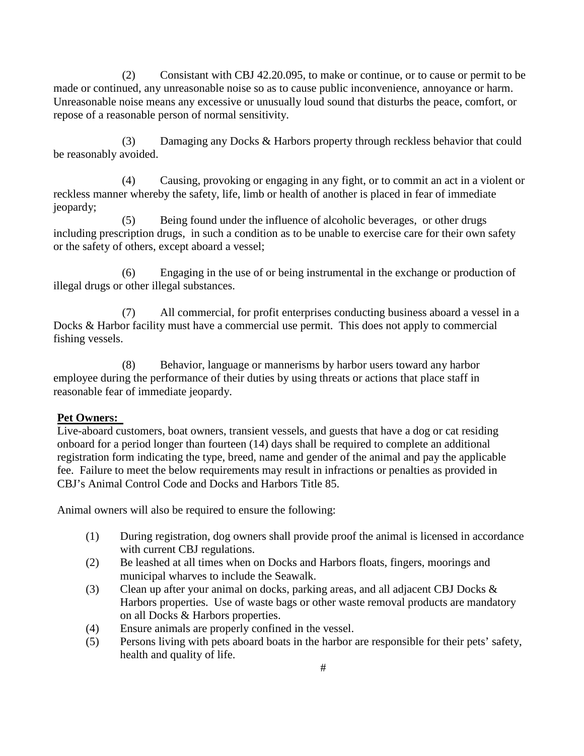(2) Consistant with CBJ 42.20.095, to make or continue, or to cause or permit to be made or continued, any unreasonable noise so as to cause public inconvenience, annoyance or harm. Unreasonable noise means any excessive or unusually loud sound that disturbs the peace, comfort, or repose of a reasonable person of normal sensitivity.

(3) Damaging any Docks & Harbors property through reckless behavior that could be reasonably avoided.

(4) Causing, provoking or engaging in any fight, or to commit an act in a violent or reckless manner whereby the safety, life, limb or health of another is placed in fear of immediate jeopardy;

(5) Being found under the influence of alcoholic beverages, or other drugs including prescription drugs, in such a condition as to be unable to exercise care for their own safety or the safety of others, except aboard a vessel;

(6) Engaging in the use of or being instrumental in the exchange or production of illegal drugs or other illegal substances.

(7) All commercial, for profit enterprises conducting business aboard a vessel in a Docks & Harbor facility must have a commercial use permit. This does not apply to commercial fishing vessels.

(8) Behavior, language or mannerisms by harbor users toward any harbor employee during the performance of their duties by using threats or actions that place staff in reasonable fear of immediate jeopardy.

**Pet Owners:**

Live-aboard customers, boat owners, transient vessels, and guests that have a dog or cat residing onboard for a period longer than fourteen (14) days shall be required to complete an additional registration form indicating the type, breed, name and gender of the animal and pay the applicable fee. Failure to meet the below requirements may result in infractions or penalties as provided in CBJ's Animal Control Code and Docks and Harbors Title 85.

Animal owners will also be required to ensure the following:

(1) During registration, dog owners shall provide proof the animal is licensed in accordance with current CBJ regulations.

(2) Be leashed at all times when on Docks and Harbors floats, fingers, moorings and municipal wharves to include the Seawalk.

(3) Clean up after your animal on docks, parking areas, and all adjacent CBJ Docks & Harbors properties. Use of waste bags or other waste removal products are mandatory on all Docks & Harbors properties.

(4) Ensure animals are properly confined in the vessel.

(5) Persons living with pets aboard boats in the harbor are responsible for their pets' safety, health and quality of life.

#